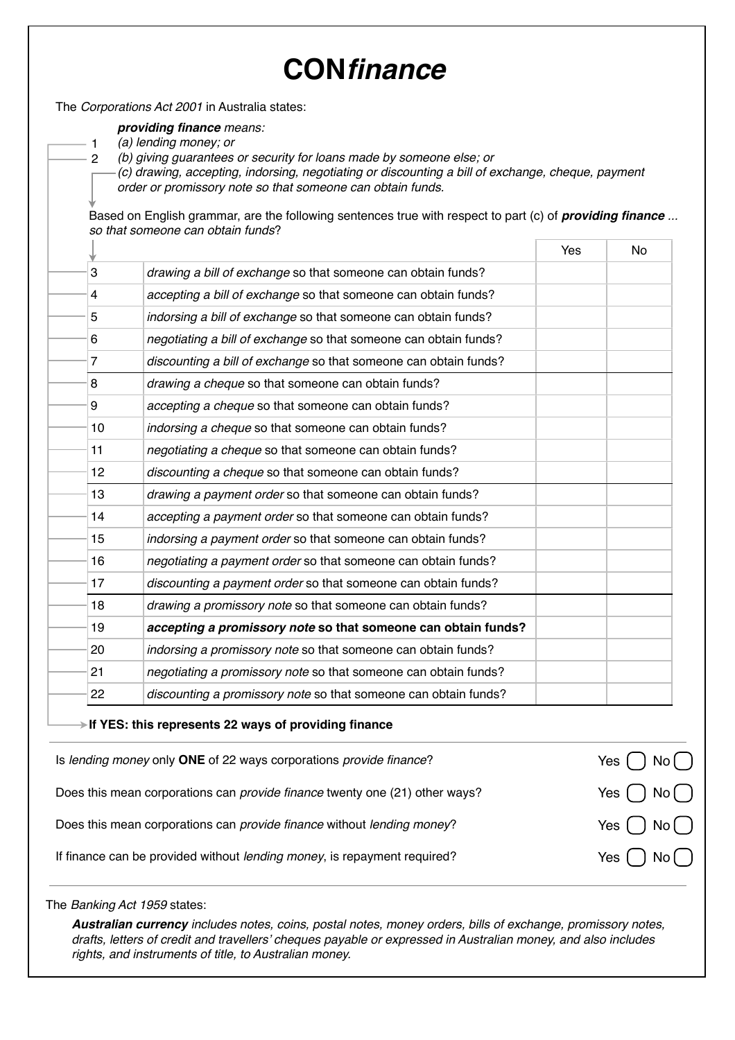# CON*finance*

The *Corporations Act 2001* in Australia states:

> ***providing finance*** *means:*
>
> 1 *(a) lending money; or*
>
> 2 *(b) giving guarantees or security for loans made by someone else; or*
>
> *(c) drawing, accepting, indorsing, negotiating or discounting a bill of exchange, cheque, payment order or promissory note so that someone can obtain funds.*

Based on English grammar, are the following sentences true with respect to part (c) of ***providing finance*** *... so that someone can obtain funds*?

| | | Yes | No |
|---|---|---|---|
| 3 | *drawing a bill of exchange* so that someone can obtain funds? | | |
| 4 | *accepting a bill of exchange* so that someone can obtain funds? | | |
| 5 | *indorsing a bill of exchange* so that someone can obtain funds? | | |
| 6 | *negotiating a bill of exchange* so that someone can obtain funds? | | |
| 7 | *discounting a bill of exchange* so that someone can obtain funds? | | |
| 8 | *drawing a cheque* so that someone can obtain funds? | | |
| 9 | *accepting a cheque* so that someone can obtain funds? | | |
| 10 | *indorsing a cheque* so that someone can obtain funds? | | |
| 11 | *negotiating a cheque* so that someone can obtain funds? | | |
| 12 | *discounting a cheque* so that someone can obtain funds? | | |
| 13 | *drawing a payment order* so that someone can obtain funds? | | |
| 14 | *accepting a payment order* so that someone can obtain funds? | | |
| 15 | *indorsing a payment order* so that someone can obtain funds? | | |
| 16 | *negotiating a payment order* so that someone can obtain funds? | | |
| 17 | *discounting a payment order* so that someone can obtain funds? | | |
| 18 | *drawing a promissory note* so that someone can obtain funds? | | |
| 19 | ***accepting a promissory note*** **so that someone can obtain funds?** | | |
| 20 | *indorsing a promissory note* so that someone can obtain funds? | | |
| 21 | *negotiating a promissory note* so that someone can obtain funds? | | |
| 22 | *discounting a promissory note* so that someone can obtain funds? | | |

**If YES: this represents 22 ways of providing finance**

Is *lending money* only **ONE** of 22 ways corporations *provide finance*? Yes ◯ No ◯

Does this mean corporations can *provide finance* twenty one (21) other ways? Yes ◯ No ◯

Does this mean corporations can *provide finance* without *lending money*? Yes ◯ No ◯

If finance can be provided without *lending money*, is repayment required? Yes ◯ No ◯

The *Banking Act 1959* states:

> ***Australian currency*** *includes notes, coins, postal notes, money orders, bills of exchange, promissory notes, drafts, letters of credit and travellers' cheques payable or expressed in Australian money, and also includes rights, and instruments of title, to Australian money.*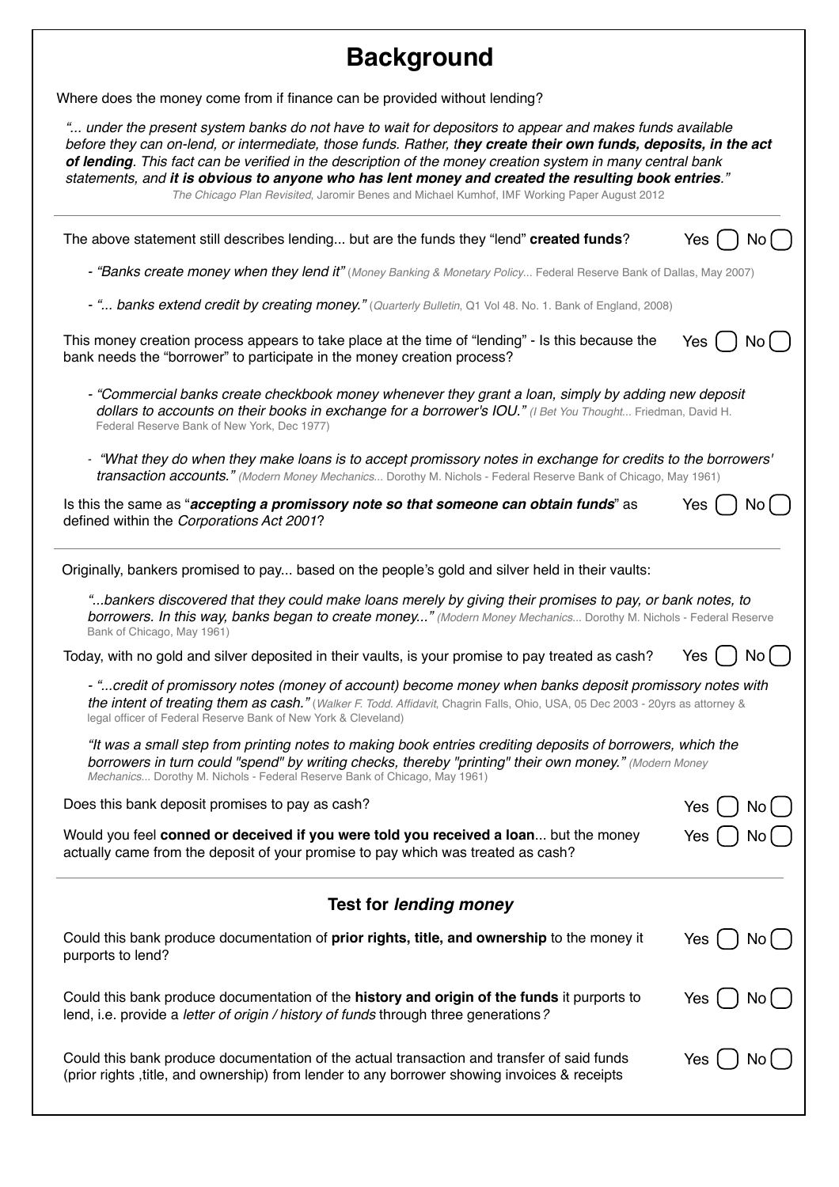# Background

Where does the money come from if finance can be provided without lending?

*"... under the present system banks do not have to wait for depositors to appear and makes funds available before they can on-lend, or intermediate, those funds. Rather, t**hey create their own funds, deposits, in the act of lending**. This fact can be verified in the description of the money creation system in many central bank statements, and **it is obvious to anyone who has lent money and created the resulting book entries**."*
*The Chicago Plan Revisited*, Jaromir Benes and Michael Kumhof, IMF Working Paper August 2012

---

The above statement still describes lending... but are the funds they "lend" **created funds**? Yes ( ) No ( )

- *"Banks create money when they lend it"* (*Money Banking & Monetary Policy*... Federal Reserve Bank of Dallas, May 2007)
- *"... banks extend credit by creating money."* (*Quarterly Bulletin*, Q1 Vol 48. No. 1. Bank of England, 2008)

This money creation process appears to take place at the time of "lending" - Is this because the bank needs the "borrower" to participate in the money creation process? Yes ( ) No ( )

- *"Commercial banks create checkbook money whenever they grant a loan, simply by adding new deposit dollars to accounts on their books in exchange for a borrower's IOU."* (*I Bet You Thought*... Friedman, David H. Federal Reserve Bank of New York, Dec 1977)
- *"What they do when they make loans is to accept promissory notes in exchange for credits to the borrowers' transaction accounts."* (*Modern Money Mechanics*... Dorothy M. Nichols - Federal Reserve Bank of Chicago, May 1961)

Is this the same as "***accepting a promissory note so that someone can obtain funds***" as defined within the *Corporations Act 2001*? Yes ( ) No ( )

---

Originally, bankers promised to pay... based on the people's gold and silver held in their vaults:

*"...bankers discovered that they could make loans merely by giving their promises to pay, or bank notes, to borrowers. In this way, banks began to create money..."* (*Modern Money Mechanics*... Dorothy M. Nichols - Federal Reserve Bank of Chicago, May 1961)

Today, with no gold and silver deposited in their vaults, is your promise to pay treated as cash? Yes ( ) No ( )

- *"...credit of promissory notes (money of account) become money when banks deposit promissory notes with the intent of treating them as cash."* (*Walker F. Todd. Affidavit*, Chagrin Falls, Ohio, USA, 05 Dec 2003 - 20yrs as attorney & legal officer of Federal Reserve Bank of New York & Cleveland)

*"It was a small step from printing notes to making book entries crediting deposits of borrowers, which the borrowers in turn could "spend" by writing checks, thereby "printing" their own money."* (*Modern Money Mechanics*... Dorothy M. Nichols - Federal Reserve Bank of Chicago, May 1961)

Does this bank deposit promises to pay as cash? Yes ( ) No ( )

Would you feel **conned or deceived if you were told you received a loan**... but the money actually came from the deposit of your promise to pay which was treated as cash? Yes ( ) No ( )

---

## Test for *lending money*

Could this bank produce documentation of **prior rights, title, and ownership** to the money it purports to lend? Yes ( ) No ( )

Could this bank produce documentation of the **history and origin of the funds** it purports to lend, i.e. provide a *letter of origin / history of funds* through three generations*?* Yes ( ) No ( )

Could this bank produce documentation of the actual transaction and transfer of said funds (prior rights ,title, and ownership) from lender to any borrower showing invoices & receipts Yes ( ) No ( )